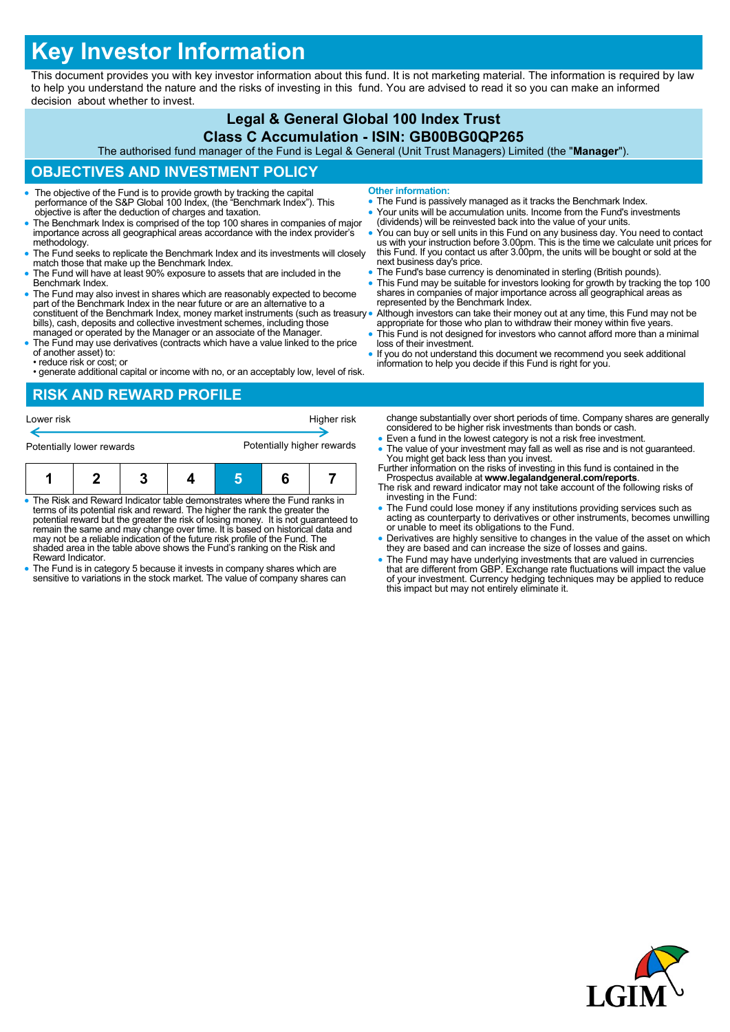# Key Investor Information

This document provides you with key investor information about this fund. It is not marketing material. The information is required by law to help you understand the nature and the risks of investing in this fund. You are advised to read it so you can make an informed decision about whether to invest.

**Legal & General Global 100 Index Trust**

**Class C Accumulation - ISIN: GB00BG0QP265**

The authorised fund manager of the Fund is Legal & General (Unit Trust Managers) Limited (the "**Manager**").

## OBJECTIVES AND INVESTMENT POLICY

- The objective of the Fund is to provide growth by tracking the capital performance of the S&P Global 100 Index, (the "Benchmark Index"). This objective is after the deduction of charges and taxation.
- The Benchmark Index is comprised of the top 100 shares in companies of major importance across all geographical areas accordance with the index provider's methodology.
- The Fund seeks to replicate the Benchmark Index and its investments will closely match those that make up the Benchmark Index.
- The Fund will have at least 90% exposure to assets that are included in the Benchmark Index.
- The Fund may also invest in shares which are reasonably expected to become part of the Benchmark Index in the near future or are an alternative to a constituent of the Benchmark Index, money market instruments (such as treasury bills), cash, deposits and collective investment schemes, including those managed or operated by the Manager or an associate of the Manager.
- The Fund may use derivatives (contracts which have a value linked to the price of another asset) to:
  - • reduce risk or cost; or
  - • generate additional capital or income with no, or an acceptably low, level of risk.

**Other information:**

- The Fund is passively managed as it tracks the Benchmark Index.
- Your units will be accumulation units. Income from the Fund's investments (dividends) will be reinvested back into the value of your units.
- You can buy or sell units in this Fund on any business day. You need to contact us with your instruction before 3.00pm. This is the time we calculate unit prices for this Fund. If you contact us after 3.00pm, the units will be bought or sold at the next business day's price.
- The Fund's base currency is denominated in sterling (British pounds).
- This Fund may be suitable for investors looking for growth by tracking the top 100 shares in companies of major importance across all geographical areas as represented by the Benchmark Index.
- Although investors can take their money out at any time, this Fund may not be appropriate for those who plan to withdraw their money within five years.
- This Fund is not designed for investors who cannot afford more than a minimal loss of their investment.
- If you do not understand this document we recommend you seek additional information to help you decide if this Fund is right for you.

## RISK AND REWARD PROFILE

Lower risk — Higher risk

Potentially lower rewards — Potentially higher rewards

| 1 | 2 | 3 | 4 | **5** | 6 | 7 |
|---|---|---|---|---|---|---|

- The Risk and Reward Indicator table demonstrates where the Fund ranks in terms of its potential risk and reward. The higher the rank the greater the potential reward but the greater the risk of losing money. It is not guaranteed to remain the same and may change over time. It is based on historical data and may not be a reliable indication of the future risk profile of the Fund. The shaded area in the table above shows the Fund's ranking on the Risk and Reward Indicator.
- The Fund is in category 5 because it invests in company shares which are sensitive to variations in the stock market. The value of company shares can change substantially over short periods of time. Company shares are generally considered to be higher risk investments than bonds or cash.
- Even a fund in the lowest category is not a risk free investment.
- The value of your investment may fall as well as rise and is not guaranteed. You might get back less than you invest.

Further information on the risks of investing in this fund is contained in the Prospectus available at **www.legalandgeneral.com/reports**.

The risk and reward indicator may not take account of the following risks of investing in the Fund:

- The Fund could lose money if any institutions providing services such as acting as counterparty to derivatives or other instruments, becomes unwilling or unable to meet its obligations to the Fund.
- Derivatives are highly sensitive to changes in the value of the asset on which they are based and can increase the size of losses and gains.
- The Fund may have underlying investments that are valued in currencies that are different from GBP. Exchange rate fluctuations will impact the value of your investment. Currency hedging techniques may be applied to reduce this impact but may not entirely eliminate it.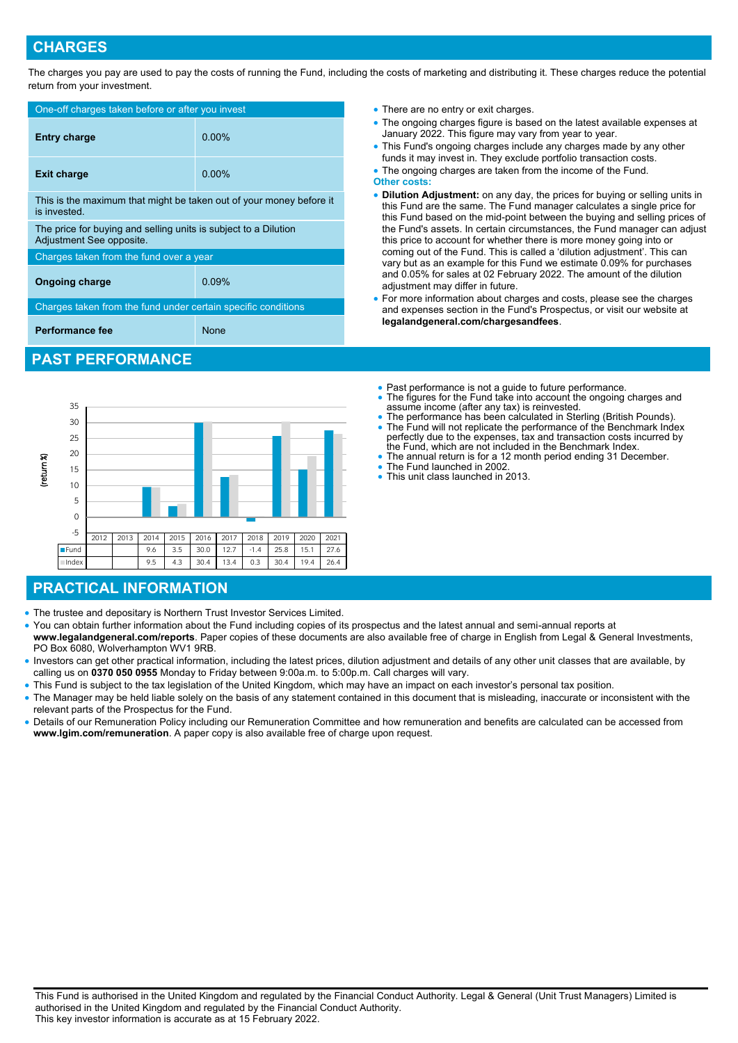## CHARGES

The charges you pay are used to pay the costs of running the Fund, including the costs of marketing and distributing it. These charges reduce the potential return from your investment.

| One-off charges taken before or after you invest | |
|---|---|
| **Entry charge** | 0.00% |
| **Exit charge** | 0.00% |
| This is the maximum that might be taken out of your money before it is invested. | |
| The price for buying and selling units is subject to a Dilution Adjustment See opposite. | |
| Charges taken from the fund over a year | |
| **Ongoing charge** | 0.09% |
| Charges taken from the fund under certain specific conditions | |
| **Performance fee** | None |

- There are no entry or exit charges.
- The ongoing charges figure is based on the latest available expenses at January 2022. This figure may vary from year to year.
- This Fund's ongoing charges include any charges made by any other funds it may invest in. They exclude portfolio transaction costs.
- The ongoing charges are taken from the income of the Fund.

**Other costs:**

- **Dilution Adjustment:** on any day, the prices for buying or selling units in this Fund are the same. The Fund manager calculates a single price for this Fund based on the mid-point between the buying and selling prices of the Fund's assets. In certain circumstances, the Fund manager can adjust this price to account for whether there is more money going into or coming out of the Fund. This is called a 'dilution adjustment'. This can vary but as an example for this Fund we estimate 0.09% for purchases and 0.05% for sales at 02 February 2022. The amount of the dilution adjustment may differ in future.
- For more information about charges and costs, please see the charges and expenses section in the Fund's Prospectus, or visit our website at **legalandgeneral.com/chargesandfees**.

## PAST PERFORMANCE

(return %)

35
30
25
20
15
10
5
0
-5

| | 2012 | 2013 | 2014 | 2015 | 2016 | 2017 | 2018 | 2019 | 2020 | 2021 |
|---|---|---|---|---|---|---|---|---|---|---|
| Fund | | | 9.6 | 3.5 | 30.0 | 12.7 | -1.4 | 25.8 | 15.1 | 27.6 |
| Index | | | 9.5 | 4.3 | 30.4 | 13.4 | 0.3 | 30.4 | 19.4 | 26.4 |

- Past performance is not a guide to future performance.
- The figures for the Fund take into account the ongoing charges and assume income (after any tax) is reinvested.
- The performance has been calculated in Sterling (British Pounds).
- The Fund will not replicate the performance of the Benchmark Index perfectly due to the expenses, tax and transaction costs incurred by the Fund, which are not included in the Benchmark Index.
- The annual return is for a 12 month period ending 31 December.
- The Fund launched in 2002.
- This unit class launched in 2013.

## PRACTICAL INFORMATION

- The trustee and depositary is Northern Trust Investor Services Limited.
- You can obtain further information about the Fund including copies of its prospectus and the latest annual and semi-annual reports at **www.legalandgeneral.com/reports**. Paper copies of these documents are also available free of charge in English from Legal & General Investments, PO Box 6080, Wolverhampton WV1 9RB.
- Investors can get other practical information, including the latest prices, dilution adjustment and details of any other unit classes that are available, by calling us on **0370 050 0955** Monday to Friday between 9:00a.m. to 5:00p.m. Call charges will vary.
- This Fund is subject to the tax legislation of the United Kingdom, which may have an impact on each investor's personal tax position.
- The Manager may be held liable solely on the basis of any statement contained in this document that is misleading, inaccurate or inconsistent with the relevant parts of the Prospectus for the Fund.
- Details of our Remuneration Policy including our Remuneration Committee and how remuneration and benefits are calculated can be accessed from **www.lgim.com/remuneration**. A paper copy is also available free of charge upon request.

This Fund is authorised in the United Kingdom and regulated by the Financial Conduct Authority. Legal & General (Unit Trust Managers) Limited is authorised in the United Kingdom and regulated by the Financial Conduct Authority.
This key investor information is accurate as at 15 February 2022.